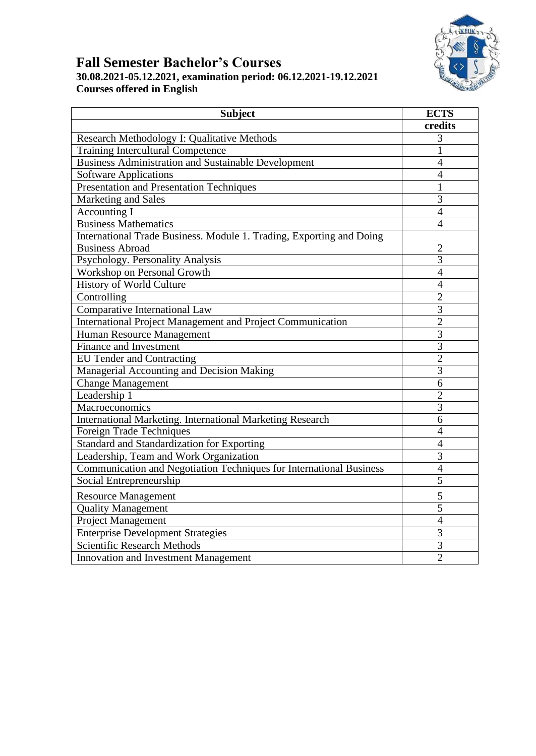## Fall Semester Bachelor's Courses

**30.08.2021-05.12.2021, examination period: 06.12.2021-19.12.2021**
**Courses offered in English**

| Subject | ECTS credits |
|---|---|
| Research Methodology I: Qualitative Methods | 3 |
| Training Intercultural Competence | 1 |
| Business Administration and Sustainable Development | 4 |
| Software Applications | 4 |
| Presentation and Presentation Techniques | 1 |
| Marketing and Sales | 3 |
| Accounting I | 4 |
| Business Mathematics | 4 |
| International Trade Business. Module 1. Trading, Exporting and Doing Business Abroad | 2 |
| Psychology. Personality Analysis | 3 |
| Workshop on Personal Growth | 4 |
| History of World Culture | 4 |
| Controlling | 2 |
| Comparative International Law | 3 |
| International Project Management and Project Communication | 2 |
| Human Resource Management | 3 |
| Finance and Investment | 3 |
| EU Tender and Contracting | 2 |
| Managerial Accounting and Decision Making | 3 |
| Change Management | 6 |
| Leadership 1 | 2 |
| Macroeconomics | 3 |
| International Marketing. International Marketing Research | 6 |
| Foreign Trade Techniques | 4 |
| Standard and Standardization for Exporting | 4 |
| Leadership, Team and Work Organization | 3 |
| Communication and Negotiation Techniques for International Business | 4 |
| Social Entrepreneurship | 5 |
| Resource Management | 5 |
| Quality Management | 5 |
| Project Management | 4 |
| Enterprise Development Strategies | 3 |
| Scientific Research Methods | 3 |
| Innovation and Investment Management | 2 |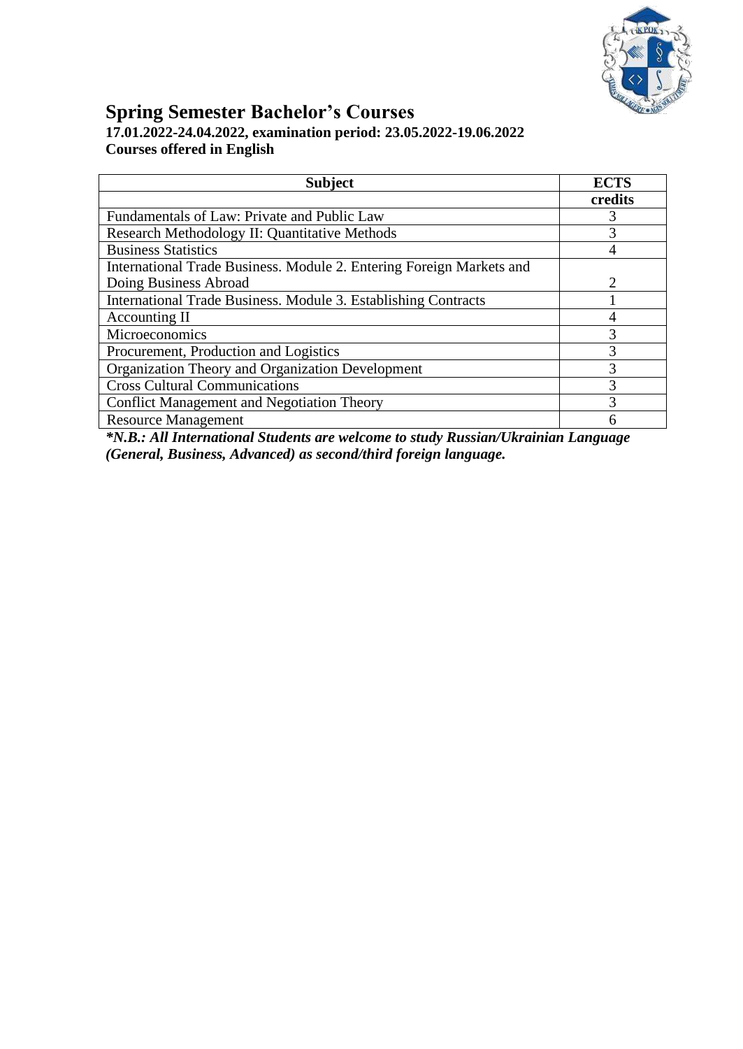# Spring Semester Bachelor's Courses

**17.01.2022-24.04.2022, examination period: 23.05.2022-19.06.2022**
**Courses offered in English**

| Subject | ECTS credits |
|---|---|
| Fundamentals of Law: Private and Public Law | 3 |
| Research Methodology II: Quantitative Methods | 3 |
| Business Statistics | 4 |
| International Trade Business. Module 2. Entering Foreign Markets and Doing Business Abroad | 2 |
| International Trade Business. Module 3. Establishing Contracts | 1 |
| Accounting II | 4 |
| Microeconomics | 3 |
| Procurement, Production and Logistics | 3 |
| Organization Theory and Organization Development | 3 |
| Cross Cultural Communications | 3 |
| Conflict Management and Negotiation Theory | 3 |
| Resource Management | 6 |

***N.B.: All International Students are welcome to study Russian/Ukrainian Language (General, Business, Advanced) as second/third foreign language.***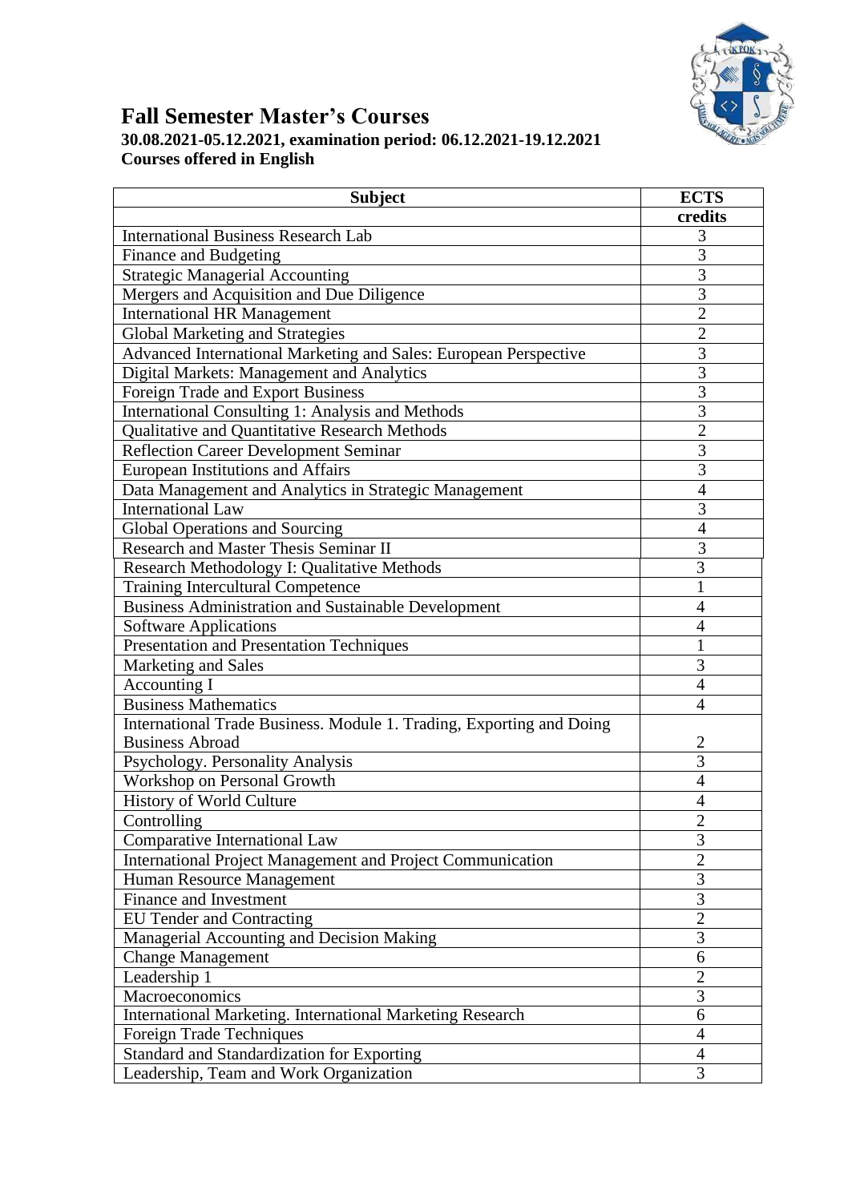# Fall Semester Master's Courses

**30.08.2021-05.12.2021, examination period: 06.12.2021-19.12.2021**
**Courses offered in English**

| Subject | ECTS credits |
|---|---|
| International Business Research Lab | 3 |
| Finance and Budgeting | 3 |
| Strategic Managerial Accounting | 3 |
| Mergers and Acquisition and Due Diligence | 3 |
| International HR Management | 2 |
| Global Marketing and Strategies | 2 |
| Advanced International Marketing and Sales: European Perspective | 3 |
| Digital Markets: Management and Analytics | 3 |
| Foreign Trade and Export Business | 3 |
| International Consulting 1: Analysis and Methods | 3 |
| Qualitative and Quantitative Research Methods | 2 |
| Reflection Career Development Seminar | 3 |
| European Institutions and Affairs | 3 |
| Data Management and Analytics in Strategic Management | 4 |
| International Law | 3 |
| Global Operations and Sourcing | 4 |
| Research and Master Thesis Seminar II | 3 |
| Research Methodology I: Qualitative Methods | 3 |
| Training Intercultural Competence | 1 |
| Business Administration and Sustainable Development | 4 |
| Software Applications | 4 |
| Presentation and Presentation Techniques | 1 |
| Marketing and Sales | 3 |
| Accounting I | 4 |
| Business Mathematics | 4 |
| International Trade Business. Module 1. Trading, Exporting and Doing Business Abroad | 2 |
| Psychology. Personality Analysis | 3 |
| Workshop on Personal Growth | 4 |
| History of World Culture | 4 |
| Controlling | 2 |
| Comparative International Law | 3 |
| International Project Management and Project Communication | 2 |
| Human Resource Management | 3 |
| Finance and Investment | 3 |
| EU Tender and Contracting | 2 |
| Managerial Accounting and Decision Making | 3 |
| Change Management | 6 |
| Leadership 1 | 2 |
| Macroeconomics | 3 |
| International Marketing. International Marketing Research | 6 |
| Foreign Trade Techniques | 4 |
| Standard and Standardization for Exporting | 4 |
| Leadership, Team and Work Organization | 3 |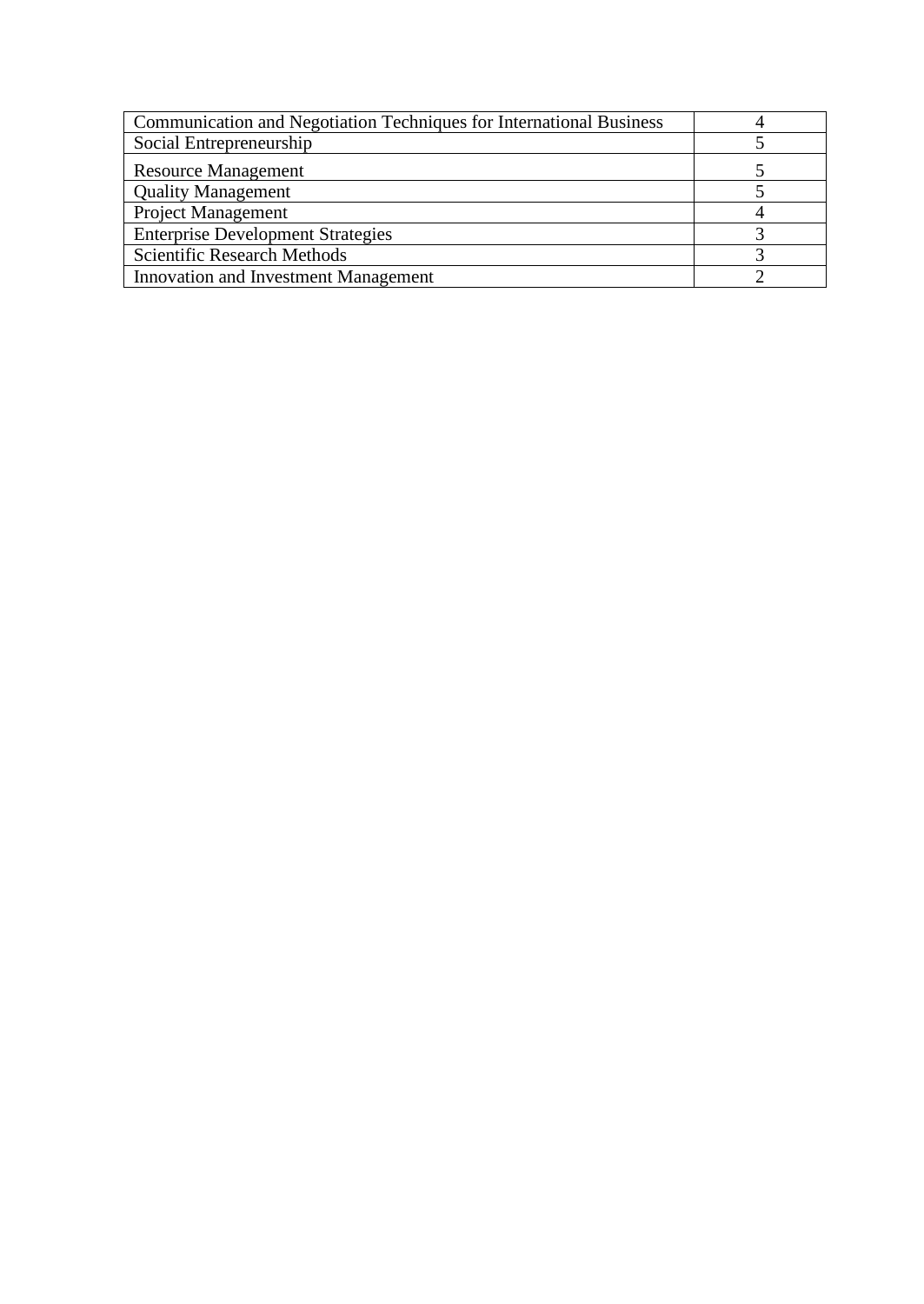| | |
|---|---|
| Communication and Negotiation Techniques for International Business | 4 |
| Social Entrepreneurship | 5 |
| Resource Management | 5 |
| Quality Management | 5 |
| Project Management | 4 |
| Enterprise Development Strategies | 3 |
| Scientific Research Methods | 3 |
| Innovation and Investment Management | 2 |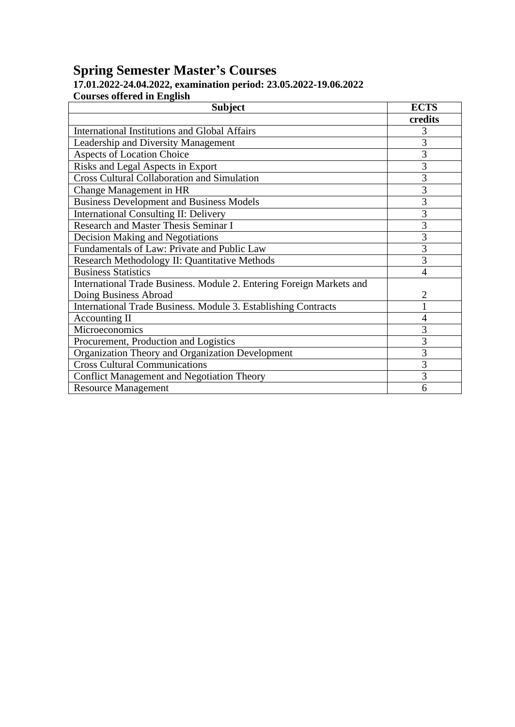# Spring Semester Master's Courses

**17.01.2022-24.04.2022, examination period: 23.05.2022-19.06.2022**

**Courses offered in English**

| Subject | ECTS credits |
|---|---|
| International Institutions and Global Affairs | 3 |
| Leadership and Diversity Management | 3 |
| Aspects of Location Choice | 3 |
| Risks and Legal Aspects in Export | 3 |
| Cross Cultural Collaboration and Simulation | 3 |
| Change Management in HR | 3 |
| Business Development and Business Models | 3 |
| International Consulting II: Delivery | 3 |
| Research and Master Thesis Seminar I | 3 |
| Decision Making and Negotiations | 3 |
| Fundamentals of Law: Private and Public Law | 3 |
| Research Methodology II: Quantitative Methods | 3 |
| Business Statistics | 4 |
| International Trade Business. Module 2. Entering Foreign Markets and Doing Business Abroad | 2 |
| International Trade Business. Module 3. Establishing Contracts | 1 |
| Accounting II | 4 |
| Microeconomics | 3 |
| Procurement, Production and Logistics | 3 |
| Organization Theory and Organization Development | 3 |
| Cross Cultural Communications | 3 |
| Conflict Management and Negotiation Theory | 3 |
| Resource Management | 6 |